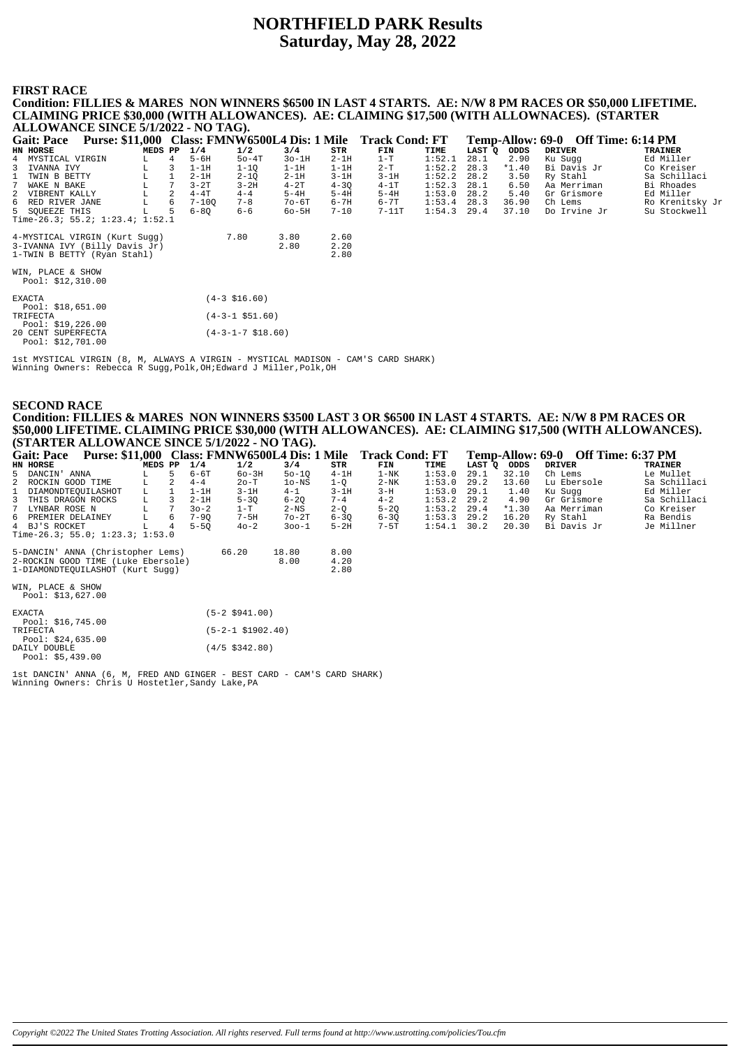# NORTHFIELD PARK Results
## Saturday, May 28, 2022

### FIRST RACE

**Condition: FILLIES & MARES NON WINNERS $6500 IN LAST 4 STARTS. AE: N/W 8 PM RACES OR $50,000 LIFETIME. CLAIMING PRICE $30,000 (WITH ALLOWANCES). AE: CLAIMING $17,500 (WITH ALLOWNACES). (STARTER ALLOWANCE SINCE 5/1/2022 - NO TAG).**

**Gait: Pace Purse: $11,000 Class: FMNW6500L4 Dis: 1 Mile Track Cond: FT Temp-Allow: 69-0 Off Time: 6:14 PM**

| HN | HORSE | MEDS | PP | 1/4 | 1/2 | 3/4 | STR | FIN | TIME | LAST Q | ODDS | DRIVER | TRAINER |
|---|---|---|---|---|---|---|---|---|---|---|---|---|---|
| 4 | MYSTICAL VIRGIN | L | 4 | 5-6H | 5o-4T | 3o-1H | 2-1H | 1-T | 1:52.1 | 28.1 | 2.90 | Ku Sugg | Ed Miller |
| 3 | IVANNA IVY | L | 3 | 1-1H | 1-1Q | 1-1H | 1-1H | 2-T | 1:52.2 | 28.3 | *1.40 | Bi Davis Jr | Co Kreiser |
| 1 | TWIN B BETTY | L | 1 | 2-1H | 2-1Q | 2-1H | 3-1H | 3-1H | 1:52.2 | 28.2 | 3.50 | Ry Stahl | Sa Schillaci |
| 7 | WAKE N BAKE | L | 7 | 3-2T | 3-2H | 4-2T | 4-3Q | 4-1T | 1:52.3 | 28.1 | 6.50 | Aa Merriman | Bi Rhoades |
| 2 | VIBRENT KALLY | L | 2 | 4-4T | 4-4 | 5-4H | 5-4H | 5-4H | 1:53.0 | 28.2 | 5.40 | Gr Grismore | Ed Miller |
| 6 | RED RIVER JANE | L | 6 | 7-10Q | 7-8 | 7o-6T | 6-7H | 6-7T | 1:53.4 | 28.3 | 36.90 | Ch Lems | Ro Krenitsky Jr |
| 5 | SQUEEZE THIS | L | 5 | 6-8Q | 6-6 | 6o-5H | 7-10 | 7-11T | 1:54.3 | 29.4 | 37.10 | Do Irvine Jr | Su Stockwell |

Time-26.3; 55.2; 1:23.4; 1:52.1

| | | | |
|---|---|---|---|
| 4-MYSTICAL VIRGIN (Kurt Sugg) | 7.80 | 3.80 | 2.60 |
| 3-IVANNA IVY (Billy Davis Jr) | | 2.80 | 2.20 |
| 1-TWIN B BETTY (Ryan Stahl) | | | 2.80 |

WIN, PLACE & SHOW
Pool: $12,310.00

EXACTA (4-3 $16.60)
Pool: $18,651.00
TRIFECTA (4-3-1 $51.60)
Pool: $19,226.00
20 CENT SUPERFECTA (4-3-1-7 $18.60)
Pool: $12,701.00

1st MYSTICAL VIRGIN (8, M, ALWAYS A VIRGIN - MYSTICAL MADISON - CAM'S CARD SHARK)
Winning Owners: Rebecca R Sugg,Polk,OH;Edward J Miller,Polk,OH

### SECOND RACE

**Condition: FILLIES & MARES NON WINNERS $3500 LAST 3 OR $6500 IN LAST 4 STARTS. AE: N/W 8 PM RACES OR $50,000 LIFETIME. CLAIMING PRICE $30,000 (WITH ALLOWANCES). AE: CLAIMING $17,500 (WITH ALLOWANCES). (STARTER ALLOWANCE SINCE 5/1/2022 - NO TAG).**

**Gait: Pace Purse: $11,000 Class: FMNW6500L4 Dis: 1 Mile Track Cond: FT Temp-Allow: 69-0 Off Time: 6:37 PM**

| HN | HORSE | MEDS | PP | 1/4 | 1/2 | 3/4 | STR | FIN | TIME | LAST Q | ODDS | DRIVER | TRAINER |
|---|---|---|---|---|---|---|---|---|---|---|---|---|---|
| 5 | DANCIN' ANNA | L | 5 | 6-6T | 6o-3H | 5o-1Q | 4-1H | 1-NK | 1:53.0 | 29.1 | 32.10 | Ch Lems | Le Mullet |
| 2 | ROCKIN GOOD TIME | L | 2 | 4-4 | 2o-T | 1o-NS | 1-Q | 2-NK | 1:53.0 | 29.2 | 13.60 | Lu Ebersole | Sa Schillaci |
| 1 | DIAMONDTEQUILASHOT | L | 1 | 1-1H | 3-1H | 4-1 | 3-1H | 3-H | 1:53.0 | 29.1 | 1.40 | Ku Sugg | Ed Miller |
| 3 | THIS DRAGON ROCKS | L | 3 | 2-1H | 5-3Q | 6-2Q | 7-4 | 4-2 | 1:53.2 | 29.2 | 4.90 | Gr Grismore | Sa Schillaci |
| 7 | LYNBAR ROSE N | L | 7 | 3o-2 | 1-T | 2-NS | 2-Q | 5-2Q | 1:53.2 | 29.4 | *1.30 | Aa Merriman | Co Kreiser |
| 6 | PREMIER DELAINEY | L | 6 | 7-9Q | 7-5H | 7o-2T | 6-3Q | 6-3Q | 1:53.3 | 29.2 | 16.20 | Ry Stahl | Ra Bendis |
| 4 | BJ'S ROCKET | L | 4 | 5-5Q | 4o-2 | 3oo-1 | 5-2H | 7-5T | 1:54.1 | 30.2 | 20.30 | Bi Davis Jr | Je Millner |

Time-26.3; 55.0; 1:23.3; 1:53.0

| | | | |
|---|---|---|---|
| 5-DANCIN' ANNA (Christopher Lems) | 66.20 | 18.80 | 8.00 |
| 2-ROCKIN GOOD TIME (Luke Ebersole) | | 8.00 | 4.20 |
| 1-DIAMONDTEQUILASHOT (Kurt Sugg) | | | 2.80 |

WIN, PLACE & SHOW
Pool: $13,627.00

EXACTA (5-2 $941.00)
Pool: $16,745.00
TRIFECTA (5-2-1 $1902.40)
Pool: $24,635.00
DAILY DOUBLE (4/5 $342.80)
Pool: $5,439.00

1st DANCIN' ANNA (6, M, FRED AND GINGER - BEST CARD - CAM'S CARD SHARK)
Winning Owners: Chris U Hostetler,Sandy Lake,PA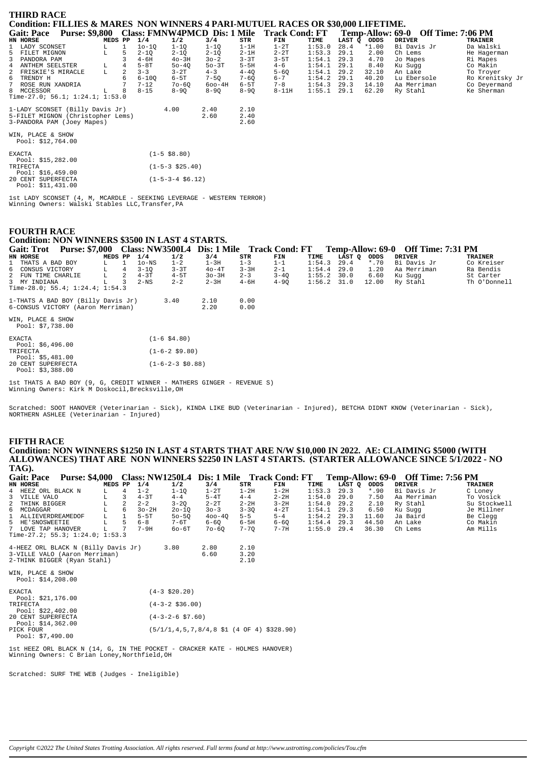## THIRD RACE

### Condition: FILLIES & MARES NON WINNERS 4 PARI-MUTUEL RACES OR $30,000 LIFETIME.

**Gait: Pace Purse: $9,800 Class: FMNW4PMCD Dis: 1 Mile Track Cond: FT Temp-Allow: 69-0 Off Time: 7:06 PM**

| HN | HORSE | MEDS | PP | 1/4 | 1/2 | 3/4 | STR | FIN | TIME | LAST Q | ODDS | DRIVER | TRAINER |
|---|---|---|---|---|---|---|---|---|---|---|---|---|---|
| 1 | LADY SCONSET | L | 1 | 1o-1Q | 1-1Q | 1-1Q | 1-1H | 1-2T | 1:53.0 | 28.4 | *1.00 | Bi Davis Jr | Da Walski |
| 5 | FILET MIGNON | L | 5 | 2-1Q | 2-1Q | 2-1Q | 2-1H | 2-2T | 1:53.3 | 29.1 | 2.00 | Ch Lems | He Hagerman |
| 3 | PANDORA PAM | | 3 | 4-6H | 4o-3H | 3o-2 | 3-3T | 3-5T | 1:54.1 | 29.3 | 4.70 | Jo Mapes | Ri Mapes |
| 4 | ANTHEM SEELSTER | L | 4 | 5-8T | 5o-4Q | 5o-3T | 5-5H | 4-6 | 1:54.1 | 29.1 | 8.40 | Ku Sugg | Co Makin |
| 2 | FRISKIE'S MIRACLE | L | 2 | 3-3 | 3-2T | 4-3 | 4-4Q | 5-6Q | 1:54.1 | 29.2 | 32.10 | An Lake | To Troyer |
| 6 | TRENDY H | | 6 | 6-10Q | 6-5T | 7-5Q | 7-6Q | 6-7 | 1:54.2 | 29.1 | 40.20 | Lu Ebersole | Ro Krenitsky Jr |
| 7 | ROSE RUN XANDRIA | | 7 | 7-12 | 7o-6Q | 6oo-4H | 6-5T | 7-8 | 1:54.3 | 29.3 | 14.10 | Aa Merriman | Co Deyermand |
| 8 | MCCESSOR | L | 8 | 8-15 | 8-9Q | 8-9Q | 8-9Q | 8-11H | 1:55.1 | 29.1 | 62.20 | Ry Stahl | Ke Sherman |

Time-27.0; 56.1; 1:24.1; 1:53.0

| | | | |
|---|---|---|---|
| 1-LADY SCONSET (Billy Davis Jr) | 4.00 | 2.40 | 2.10 |
| 5-FILET MIGNON (Christopher Lems) | | 2.60 | 2.40 |
| 3-PANDORA PAM (Joey Mapes) | | | 2.60 |

WIN, PLACE & SHOW
Pool: $12,764.00

| | |
|---|---|
| EXACTA<br>Pool: $15,282.00 | (1-5 $8.80) |
| TRIFECTA<br>Pool: $16,459.00 | (1-5-3 $25.40) |
| 20 CENT SUPERFECTA<br>Pool: $11,431.00 | (1-5-3-4 $6.12) |

1st LADY SCONSET (4, M, MCARDLE - SEEKING LEVERAGE - WESTERN TERROR)
Winning Owners: Walski Stables LLC,Transfer,PA

## FOURTH RACE

### Condition: NON WINNERS $3500 IN LAST 4 STARTS.

**Gait: Trot Purse: $7,000 Class: NW3500L4 Dis: 1 Mile Track Cond: FT Temp-Allow: 69-0 Off Time: 7:31 PM**

| HN | HORSE | MEDS | PP | 1/4 | 1/2 | 3/4 | STR | FIN | TIME | LAST Q | ODDS | DRIVER | TRAINER |
|---|---|---|---|---|---|---|---|---|---|---|---|---|---|
| 1 | THATS A BAD BOY | L | 1 | 1o-NS | 1-2 | 1-3H | 1-3 | 1-1 | 1:54.3 | 29.4 | *.70 | Bi Davis Jr | Co Kreiser |
| 6 | CONSUS VICTORY | L | 4 | 3-1Q | 3-3T | 4o-4T | 3-3H | 2-1 | 1:54.4 | 29.0 | 1.20 | Aa Merriman | Ra Bendis |
| 2 | FUN TIME CHARLIE | L | 2 | 4-3T | 4-5T | 3o-3H | 2-3 | 3-4Q | 1:55.2 | 30.0 | 6.60 | Ku Sugg | St Carter |
| 3 | MY INDIANA | L | 3 | 2-NS | 2-2 | 2-3H | 4-6H | 4-9Q | 1:56.2 | 31.0 | 12.00 | Ry Stahl | Th O'Donnell |

Time-28.0; 55.4; 1:24.4; 1:54.3

| | | | |
|---|---|---|---|
| 1-THATS A BAD BOY (Billy Davis Jr) | 3.40 | 2.10 | 0.00 |
| 6-CONSUS VICTORY (Aaron Merriman) | | 2.20 | 0.00 |

WIN, PLACE & SHOW
Pool: $7,738.00

| | |
|---|---|
| EXACTA<br>Pool: $6,496.00 | (1-6 $4.80) |
| TRIFECTA<br>Pool: $5,481.00 | (1-6-2 $9.80) |
| 20 CENT SUPERFECTA<br>Pool: $3,388.00 | (1-6-2-3 $0.88) |

1st THATS A BAD BOY (9, G, CREDIT WINNER - MATHERS GINGER - REVENUE S)
Winning Owners: Kirk M Doskocil,Brecksville,OH

Scratched: SOOT HANOVER (Veterinarian - Sick), KINDA LIKE BUD (Veterinarian - Injured), BETCHA DIDNT KNOW (Veterinarian - Sick), NORTHERN ASHLEE (Veterinarian - Injured)

## FIFTH RACE

### Condition: NON WINNERS $1250 IN LAST 4 STARTS THAT ARE N/W $10,000 IN 2022. AE: CLAIMING $5000 (WITH ALLOWANCES) THAT ARE NON WINNERS $2250 IN LAST 4 STARTS. (STARTER ALLOWANCE SINCE 5/1/2022 - NO TAG).

**Gait: Pace Purse: $4,000 Class: NW1250L4 Dis: 1 Mile Track Cond: FT Temp-Allow: 69-0 Off Time: 7:56 PM**

| HN | HORSE | MEDS | PP | 1/4 | 1/2 | 3/4 | STR | FIN | TIME | LAST Q | ODDS | DRIVER | TRAINER |
|---|---|---|---|---|---|---|---|---|---|---|---|---|---|
| 4 | HEEZ ORL BLACK N | L | 4 | 1-2 | 1-1Q | 1-2T | 1-2H | 1-2H | 1:53.3 | 29.3 | *.90 | Bi Davis Jr | C Loney |
| 3 | VILLE VALO | L | 3 | 4-3T | 4-4 | 5-4T | 4-4 | 2-2H | 1:54.0 | 29.0 | 7.50 | Aa Merriman | To Vosick |
| 2 | THINK BIGGER | L | 2 | 2-2 | 3-2Q | 2-2T | 2-2H | 3-2H | 1:54.0 | 29.2 | 2.10 | Ry Stahl | Su Stockwell |
| 6 | MCDAGGAR | L | 6 | 3o-2H | 2o-1Q | 3o-3 | 3-3Q | 4-2T | 1:54.1 | 29.3 | 6.50 | Ku Sugg | Je Millner |
| 1 | ALLIEVERDREAMEDOF | L | 1 | 5-5T | 5o-5Q | 4oo-4Q | 5-5 | 5-4 | 1:54.2 | 29.3 | 11.60 | Ja Baird | Be Clegg |
| 5 | HE'SNOSWEETIE | L | 5 | 6-8 | 7-6T | 6-6Q | 6-5H | 6-6Q | 1:54.4 | 29.3 | 44.50 | An Lake | Co Makin |
| 7 | LOVE TAP HANOVER | L | 7 | 7-9H | 6o-6T | 7o-6Q | 7-7Q | 7-7H | 1:55.0 | 29.4 | 36.30 | Ch Lems | Am Mills |

Time-27.2; 55.3; 1:24.0; 1:53.3

| | | | |
|---|---|---|---|
| 4-HEEZ ORL BLACK N (Billy Davis Jr) | 3.80 | 2.80 | 2.10 |
| 3-VILLE VALO (Aaron Merriman) | | 6.60 | 3.20 |
| 2-THINK BIGGER (Ryan Stahl) | | | 2.10 |

WIN, PLACE & SHOW
Pool: $14,208.00

| | |
|---|---|
| EXACTA<br>Pool: $21,176.00 | (4-3 $20.20) |
| TRIFECTA<br>Pool: $22,402.00 | (4-3-2 $36.00) |
| 20 CENT SUPERFECTA<br>Pool: $14,362.00 | (4-3-2-6 $7.60) |
| PICK FOUR<br>Pool: $7,490.00 | (5/1/1,4,5,7,8/4,8 $1 (4 OF 4) $328.90) |

1st HEEZ ORL BLACK N (14, G, IN THE POCKET - CRACKER KATE - HOLMES HANOVER)
Winning Owners: C Brian Loney,Northfield,OH

Scratched: SURF THE WEB (Judges - Ineligible)

*Copyright ©2022 The United States Trotting Association. All rights reserved. Full terms found at http://www.ustrotting.com/policies/Tou.cfm*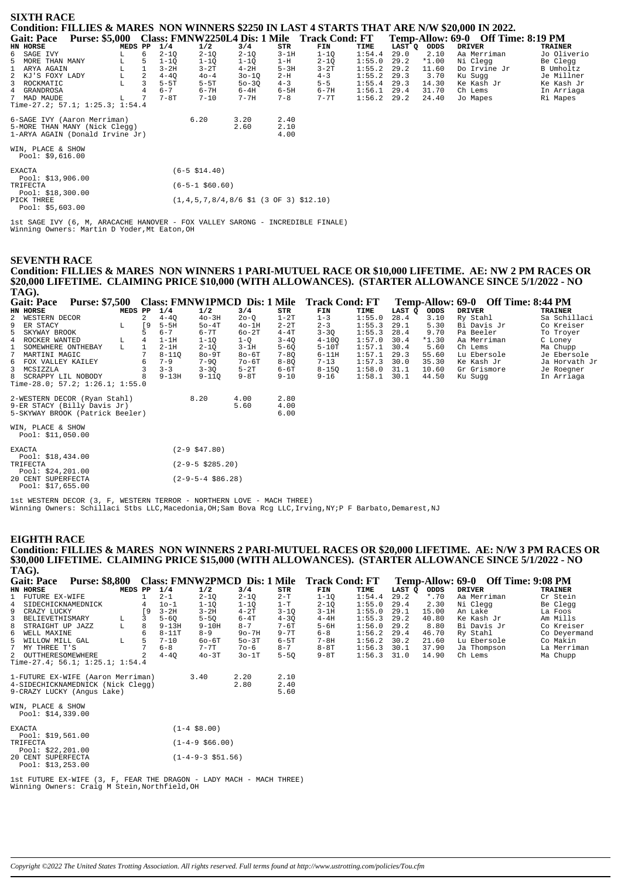## SIXTH RACE

### Condition: FILLIES & MARES NON WINNERS $2250 IN LAST 4 STARTS THAT ARE N/W $20,000 IN 2022.

**Gait: Pace Purse: $5,000 Class: FMNW2250L4 Dis: 1 Mile Track Cond: FT Temp-Allow: 69-0 Off Time: 8:19 PM**

| HN | HORSE | MEDS | PP | 1/4 | 1/2 | 3/4 | STR | FIN | TIME | LAST Q | ODDS | DRIVER | TRAINER |
|---|---|---|---|---|---|---|---|---|---|---|---|---|---|
| 6 | SAGE IVY | L | 6 | 2-1Q | 2-1Q | 2-1Q | 3-1H | 1-1Q | 1:54.4 | 29.0 | 2.10 | Aa Merriman | Jo Oliverio |
| 5 | MORE THAN MANY | L | 5 | 1-1Q | 1-1Q | 1-1Q | 1-H | 2-1Q | 1:55.0 | 29.2 | *1.00 | Ni Clegg | Be Clegg |
| 1 | ARYA AGAIN | L | 1 | 3-2H | 3-2T | 4-2H | 5-3H | 3-2T | 1:55.2 | 29.2 | 11.60 | Do Irvine Jr | B Umholtz |
| 2 | KJ'S FOXY LADY | L | 2 | 4-4Q | 4o-4 | 3o-1Q | 2-H | 4-3 | 1:55.2 | 29.3 | 3.70 | Ku Sugg | Je Millner |
| 3 | ROCKMATIC | L | 3 | 5-5T | 5-5T | 5o-3Q | 4-3 | 5-5 | 1:55.4 | 29.3 | 14.30 | Ke Kash Jr | Ke Kash Jr |
| 4 | GRANDROSA | | 4 | 6-7 | 6-7H | 6-4H | 6-5H | 6-7H | 1:56.1 | 29.4 | 31.70 | Ch Lems | In Arriaga |
| 7 | MAD MAUDE | L | 7 | 7-8T | 7-10 | 7-7H | 7-8 | 7-7T | 1:56.2 | 29.2 | 24.40 | Jo Mapes | Ri Mapes |

Time-27.2; 57.1; 1:25.3; 1:54.4

| | | | |
|---|---|---|---|
| 6-SAGE IVY (Aaron Merriman) | 6.20 | 3.20 | 2.40 |
| 5-MORE THAN MANY (Nick Clegg) | | 2.60 | 2.10 |
| 1-ARYA AGAIN (Donald Irvine Jr) | | | 4.00 |

WIN, PLACE & SHOW
Pool: $9,616.00

| | |
|---|---|
| EXACTA Pool: $13,906.00 | (6-5 $14.40) |
| TRIFECTA Pool: $18,300.00 | (6-5-1 $60.60) |
| PICK THREE Pool: $5,603.00 | (1,4,5,7,8/4,8/6 $1 (3 OF 3) $12.10) |

1st SAGE IVY (6, M, ARACACHE HANOVER - FOX VALLEY SARONG - INCREDIBLE FINALE)
Winning Owners: Martin D Yoder,Mt Eaton,OH

## SEVENTH RACE

### Condition: FILLIES & MARES NON WINNERS 1 PARI-MUTUEL RACE OR $10,000 LIFETIME. AE: NW 2 PM RACES OR $20,000 LIFETIME. CLAIMING PRICE $10,000 (WITH ALLOWANCES). (STARTER ALLOWANCE SINCE 5/1/2022 - NO TAG).

**Gait: Pace Purse: $7,500 Class: FMNW1PMCD Dis: 1 Mile Track Cond: FT Temp-Allow: 69-0 Off Time: 8:44 PM**

| HN | HORSE | MEDS | PP | 1/4 | 1/2 | 3/4 | STR | FIN | TIME | LAST Q | ODDS | DRIVER | TRAINER |
|---|---|---|---|---|---|---|---|---|---|---|---|---|---|
| 2 | WESTERN DECOR | | 2 | 4-4Q | 4o-3H | 2o-Q | 1-2T | 1-3 | 1:55.0 | 28.4 | 3.10 | Ry Stahl | Sa Schillaci |
| 9 | ER STACY | L | [9 | 5-5H | 5o-4T | 4o-1H | 2-2T | 2-3 | 1:55.3 | 29.1 | 5.30 | Bi Davis Jr | Co Kreiser |
| 5 | SKYWAY BROOK | | 5 | 6-7 | 6-7T | 6o-2T | 4-4T | 3-3Q | 1:55.3 | 28.4 | 9.70 | Pa Beeler | To Troyer |
| 4 | ROCKER WANTED | L | 4 | 1-1H | 1-1Q | 1-Q | 3-4Q | 4-10Q | 1:57.0 | 30.4 | *1.30 | Aa Merriman | C Loney |
| 1 | SOMEWHERE ONTHEBAY | L | 1 | 2-1H | 2-1Q | 3-1H | 5-6Q | 5-10T | 1:57.1 | 30.4 | 5.60 | Ch Lems | Ma Chupp |
| 7 | MARTINI MAGIC | | 7 | 8-11Q | 8o-9T | 8o-6T | 7-8Q | 6-11H | 1:57.1 | 29.3 | 55.60 | Lu Ebersole | Je Ebersole |
| 6 | FOX VALLEY KAILEY | | 6 | 7-9 | 7-9Q | 7o-6T | 8-8Q | 7-13 | 1:57.3 | 30.0 | 35.30 | Ke Kash Jr | Ja Horvath Jr |
| 3 | MCSIZZLA | | 3 | 3-3 | 3-3Q | 5-2T | 6-6T | 8-15Q | 1:58.0 | 31.1 | 10.60 | Gr Grismore | Je Roegner |
| 8 | SCRAPPY LIL NOBODY | | 8 | 9-13H | 9-11Q | 9-8T | 9-10 | 9-16 | 1:58.1 | 30.1 | 44.50 | Ku Sugg | In Arriaga |

Time-28.0; 57.2; 1:26.1; 1:55.0

| | | | |
|---|---|---|---|
| 2-WESTERN DECOR (Ryan Stahl) | 8.20 | 4.00 | 2.80 |
| 9-ER STACY (Billy Davis Jr) | | 5.60 | 4.00 |
| 5-SKYWAY BROOK (Patrick Beeler) | | | 6.00 |

WIN, PLACE & SHOW
Pool: $11,050.00

| | |
|---|---|
| EXACTA Pool: $18,434.00 | (2-9 $47.80) |
| TRIFECTA Pool: $24,201.00 | (2-9-5 $285.20) |
| 20 CENT SUPERFECTA Pool: $17,655.00 | (2-9-5-4 $86.28) |

1st WESTERN DECOR (3, F, WESTERN TERROR - NORTHERN LOVE - MACH THREE)
Winning Owners: Schillaci Stbs LLC,Macedonia,OH;Sam Bova Rcg LLC,Irving,NY;P F Barbato,Demarest,NJ

## EIGHTH RACE

### Condition: FILLIES & MARES NON WINNERS 2 PARI-MUTUEL RACES OR $20,000 LIFETIME. AE: N/W 3 PM RACES OR $30,000 LIFETIME. CLAIMING PRICE $15,000 (WITH ALLOWANCES). (STARTER ALLOWANCE SINCE 5/1/2022 - NO TAG).

**Gait: Pace Purse: $8,800 Class: FMNW2PMCD Dis: 1 Mile Track Cond: FT Temp-Allow: 69-0 Off Time: 9:08 PM**

| HN | HORSE | MEDS | PP | 1/4 | 1/2 | 3/4 | STR | FIN | TIME | LAST Q | ODDS | DRIVER | TRAINER |
|---|---|---|---|---|---|---|---|---|---|---|---|---|---|
| 1 | FUTURE EX-WIFE | | 1 | 2-1 | 2-1Q | 2-1Q | 2-T | 1-1Q | 1:54.4 | 29.2 | *.70 | Aa Merriman | Cr Stein |
| 4 | SIDECHICKNAMEDNICK | | 4 | 1o-1 | 1-1Q | 1-1Q | 1-T | 2-1Q | 1:55.0 | 29.4 | 2.30 | Ni Clegg | Be Clegg |
| 9 | CRAZY LUCKY | | [9 | 3-2H | 3-2H | 4-2T | 3-1Q | 3-1H | 1:55.0 | 29.1 | 15.00 | An Lake | La Foos |
| 3 | BELIEVETHISMARY | L | 3 | 5-6Q | 5-5Q | 6-4T | 4-3Q | 4-4H | 1:55.3 | 29.2 | 40.80 | Ke Kash Jr | Am Mills |
| 8 | STRAIGHT UP JAZZ | L | 8 | 9-13H | 9-10H | 8-7 | 7-6T | 5-6H | 1:56.0 | 29.2 | 8.80 | Bi Davis Jr | Co Kreiser |
| 6 | WELL MAXINE | | 6 | 8-11T | 8-9 | 9o-7H | 9-7T | 6-8 | 1:56.2 | 29.4 | 46.70 | Ry Stahl | Co Deyermand |
| 5 | WILLOW MILL GAL | L | 5 | 7-10 | 6o-6T | 5o-3T | 6-5T | 7-8H | 1:56.2 | 30.2 | 21.60 | Lu Ebersole | Co Makin |
| 7 | MY THREE T'S | | 7 | 6-8 | 7-7T | 7o-6 | 8-7 | 8-8T | 1:56.3 | 30.1 | 37.90 | Ja Thompson | La Merriman |
| 2 | OUTTHERESOMEWHERE | | 2 | 4-4Q | 4o-3T | 3o-1T | 5-5Q | 9-8T | 1:56.3 | 31.0 | 14.90 | Ch Lems | Ma Chupp |

Time-27.4; 56.1; 1:25.1; 1:54.4

| | | | |
|---|---|---|---|
| 1-FUTURE EX-WIFE (Aaron Merriman) | 3.40 | 2.20 | 2.10 |
| 4-SIDECHICKNAMEDNICK (Nick Clegg) | | 2.80 | 2.40 |
| 9-CRAZY LUCKY (Angus Lake) | | | 5.60 |

WIN, PLACE & SHOW
Pool: $14,339.00

| | |
|---|---|
| EXACTA Pool: $19,561.00 | (1-4 $8.00) |
| TRIFECTA Pool: $22,201.00 | (1-4-9 $66.00) |
| 20 CENT SUPERFECTA Pool: $13,253.00 | (1-4-9-3 $51.56) |

1st FUTURE EX-WIFE (3, F, FEAR THE DRAGON - LADY MACH - MACH THREE)
Winning Owners: Craig M Stein,Northfield,OH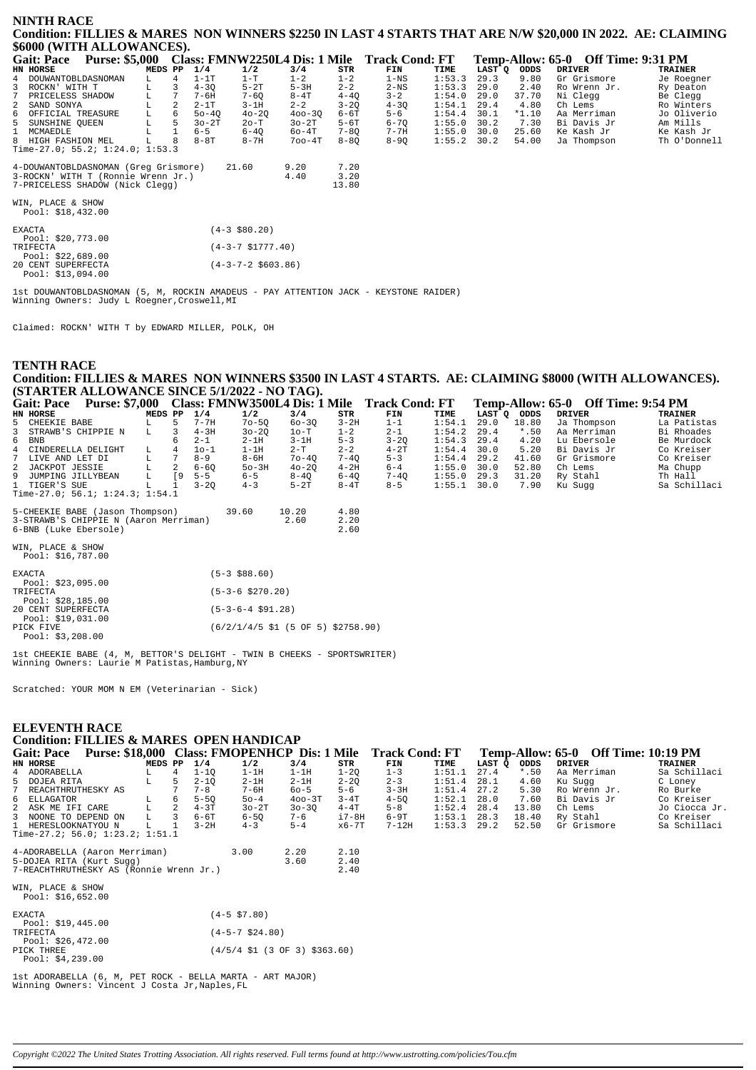## NINTH RACE

**Condition: FILLIES & MARES NON WINNERS $2250 IN LAST 4 STARTS THAT ARE N/W $20,000 IN 2022. AE: CLAIMING $6000 (WITH ALLOWANCES).**

**Gait: Pace Purse: $5,000 Class: FMNW2250L4 Dis: 1 Mile Track Cond: FT Temp-Allow: 65-0 Off Time: 9:31 PM**

| HN | HORSE | MEDS | PP | 1/4 | 1/2 | 3/4 | STR | FIN | TIME | LAST Q | ODDS | DRIVER | TRAINER |
|---|---|---|---|---|---|---|---|---|---|---|---|---|---|
| 4 | DOUWANTOBLDASNOMAN | L | 4 | 1-1T | 1-T | 1-2 | 1-2 | 1-NS | 1:53.3 | 29.3 | 9.80 | Gr Grismore | Je Roegner |
| 3 | ROCKN' WITH T | L | 3 | 4-3Q | 5-2T | 5-3H | 2-2 | 2-NS | 1:53.3 | 29.0 | 2.40 | Ro Wrenn Jr. | Ry Deaton |
| 7 | PRICELESS SHADOW | L | 7 | 7-6H | 7-6Q | 8-4T | 4-4Q | 3-2 | 1:54.0 | 29.0 | 37.70 | Ni Clegg | Be Clegg |
| 2 | SAND SONYA | L | 2 | 2-1T | 3-1H | 2-2 | 3-2Q | 4-3Q | 1:54.1 | 29.4 | 4.80 | Ch Lems | Ro Winters |
| 6 | OFFICIAL TREASURE | L | 6 | 5o-4Q | 4o-2Q | 4oo-3Q | 6-6T | 5-6 | 1:54.4 | 30.1 | *1.10 | Aa Merriman | Jo Oliverio |
| 5 | SUNSHINE QUEEN | L | 5 | 3o-2T | 2o-T | 3o-2T | 5-6T | 6-7Q | 1:55.0 | 30.2 | 7.30 | Bi Davis Jr | Am Mills |
| 1 | MCMAEDLE | L | 1 | 6-5 | 6-4Q | 6o-4T | 7-8Q | 7-7H | 1:55.0 | 30.0 | 25.60 | Ke Kash Jr | Ke Kash Jr |
| 8 | HIGH FASHION MEL | L | 8 | 8-8T | 8-7H | 7oo-4T | 8-8Q | 8-9Q | 1:55.2 | 30.2 | 54.00 | Ja Thompson | Th O'Donnell |

Time-27.0; 55.2; 1:24.0; 1:53.3

| | | | |
|---|---|---|---|
| 4-DOUWANTOBLDASNOMAN (Greg Grismore) | 21.60 | 9.20 | 7.20 |
| 3-ROCKN' WITH T (Ronnie Wrenn Jr.) | | 4.40 | 3.20 |
| 7-PRICELESS SHADOW (Nick Clegg) | | | 13.80 |

WIN, PLACE & SHOW
Pool: $18,432.00

EXACTA (4-3 $80.20)
Pool: $20,773.00
TRIFECTA (4-3-7 $1777.40)
Pool: $22,689.00
20 CENT SUPERFECTA (4-3-7-2 $603.86)
Pool: $13,094.00

1st DOUWANTOBLDASNOMAN (5, M, ROCKIN AMADEUS - PAY ATTENTION JACK - KEYSTONE RAIDER)
Winning Owners: Judy L Roegner,Croswell,MI

Claimed: ROCKN' WITH T by EDWARD MILLER, POLK, OH

## TENTH RACE

**Condition: FILLIES & MARES NON WINNERS $3500 IN LAST 4 STARTS. AE: CLAIMING $8000 (WITH ALLOWANCES). (STARTER ALLOWANCE SINCE 5/1/2022 - NO TAG).**

**Gait: Pace Purse: $7,000 Class: FMNW3500L4 Dis: 1 Mile Track Cond: FT Temp-Allow: 65-0 Off Time: 9:54 PM**

| HN | HORSE | MEDS | PP | 1/4 | 1/2 | 3/4 | STR | FIN | TIME | LAST Q | ODDS | DRIVER | TRAINER |
|---|---|---|---|---|---|---|---|---|---|---|---|---|---|
| 5 | CHEEKIE BABE | L | 5 | 7-7H | 7o-5Q | 6o-3Q | 3-2H | 1-1 | 1:54.1 | 29.0 | 18.80 | Ja Thompson | La Patistas |
| 3 | STRAWB'S CHIPPIE N | L | 3 | 4-3H | 3o-2Q | 1o-T | 1-2 | 2-1 | 1:54.2 | 29.4 | *.50 | Aa Merriman | Bi Rhoades |
| 6 | BNB | | 6 | 2-1 | 2-1H | 3-1H | 5-3 | 3-2Q | 1:54.3 | 29.4 | 4.20 | Lu Ebersole | Be Murdock |
| 4 | CINDERELLA DELIGHT | L | 4 | 1o-1 | 1-1H | 2-T | 2-2 | 4-2T | 1:54.4 | 30.0 | 5.20 | Bi Davis Jr | Co Kreiser |
| 7 | LIVE AND LET DI | L | 7 | 8-9 | 8-6H | 7o-4Q | 7-4Q | 5-3 | 1:54.4 | 29.2 | 41.60 | Gr Grismore | Co Kreiser |
| 2 | JACKPOT JESSIE | L | 2 | 6-6Q | 5o-3H | 4o-2Q | 4-2H | 6-4 | 1:55.0 | 30.0 | 52.80 | Ch Lems | Ma Chupp |
| 9 | JUMPING JILLYBEAN | L | [9 | 5-5 | 6-5 | 8-4Q | 6-4Q | 7-4Q | 1:55.0 | 29.3 | 31.20 | Ry Stahl | Th Hall |
| 1 | TIGER'S SUE | L | 1 | 3-2Q | 4-3 | 5-2T | 8-4T | 8-5 | 1:55.1 | 30.0 | 7.90 | Ku Sugg | Sa Schillaci |

Time-27.0; 56.1; 1:24.3; 1:54.1

| | | | |
|---|---|---|---|
| 5-CHEEKIE BABE (Jason Thompson) | 39.60 | 10.20 | 4.80 |
| 3-STRAWB'S CHIPPIE N (Aaron Merriman) | | 2.60 | 2.20 |
| 6-BNB (Luke Ebersole) | | | 2.60 |

WIN, PLACE & SHOW
Pool: $16,787.00

EXACTA (5-3 $88.60)
Pool: $23,095.00
TRIFECTA (5-3-6 $270.20)
Pool: $28,185.00
20 CENT SUPERFECTA (5-3-6-4 $91.28)
Pool: $19,031.00
PICK FIVE (6/2/1/4/5 $1 (5 OF 5) $2758.90)
Pool: $3,208.00

1st CHEEKIE BABE (4, M, BETTOR'S DELIGHT - TWIN B CHEEKS - SPORTSWRITER)
Winning Owners: Laurie M Patistas,Hamburg,NY

Scratched: YOUR MOM N EM (Veterinarian - Sick)

## ELEVENTH RACE

**Condition: FILLIES & MARES OPEN HANDICAP**

**Gait: Pace Purse: $18,000 Class: FMOPENHCP Dis: 1 Mile Track Cond: FT Temp-Allow: 65-0 Off Time: 10:19 PM**

| HN | HORSE | MEDS | PP | 1/4 | 1/2 | 3/4 | STR | FIN | TIME | LAST Q | ODDS | DRIVER | TRAINER |
|---|---|---|---|---|---|---|---|---|---|---|---|---|---|
| 4 | ADORABELLA | L | 4 | 1-1Q | 1-1H | 1-1H | 1-2Q | 1-3 | 1:51.1 | 27.4 | *.50 | Aa Merriman | Sa Schillaci |
| 5 | DOJEA RITA | L | 5 | 2-1Q | 2-1H | 2-1H | 2-2Q | 2-3 | 1:51.4 | 28.1 | 4.60 | Ku Sugg | C Loney |
| 7 | REACHTHRUTHESKY AS | | 7 | 7-8 | 7-6H | 6o-5 | 5-6 | 3-3H | 1:51.4 | 27.2 | 5.30 | Ro Wrenn Jr. | Ro Burke |
| 6 | ELLAGATOR | L | 6 | 5-5Q | 5o-4 | 4oo-3T | 3-4T | 4-5Q | 1:52.1 | 28.0 | 7.60 | Bi Davis Jr | Co Kreiser |
| 2 | ASK ME IFI CARE | L | 2 | 4-3T | 3o-2T | 3o-3Q | 4-4T | 5-8 | 1:52.4 | 28.4 | 13.80 | Ch Lems | Jo Ciocca Jr. |
| 3 | NOONE TO DEPEND ON | L | 3 | 6-6T | 6-5Q | 7-6 | i7-8H | 6-9T | 1:53.1 | 28.3 | 18.40 | Ry Stahl | Co Kreiser |
| 1 | HERESLOOKNATYOU N | L | 1 | 3-2H | 4-3 | 5-4 | x6-7T | 7-12H | 1:53.3 | 29.2 | 52.50 | Gr Grismore | Sa Schillaci |

Time-27.2; 56.0; 1:23.2; 1:51.1

| | | | |
|---|---|---|---|
| 4-ADORABELLA (Aaron Merriman) | 3.00 | 2.20 | 2.10 |
| 5-DOJEA RITA (Kurt Sugg) | | 3.60 | 2.40 |
| 7-REACHTHRUTHESKY AS (Ronnie Wrenn Jr.) | | | 2.40 |

WIN, PLACE & SHOW
Pool: $16,652.00

EXACTA (4-5 $7.80)
Pool: $19,445.00
TRIFECTA (4-5-7 $24.80)
Pool: $26,472.00
PICK THREE (4/5/4 $1 (3 OF 3) $363.60)
Pool: $4,239.00

1st ADORABELLA (6, M, PET ROCK - BELLA MARTA - ART MAJOR)
Winning Owners: Vincent J Costa Jr,Naples,FL

*Copyright ©2022 The United States Trotting Association. All rights reserved. Full terms found at http://www.ustrotting.com/policies/Tou.cfm*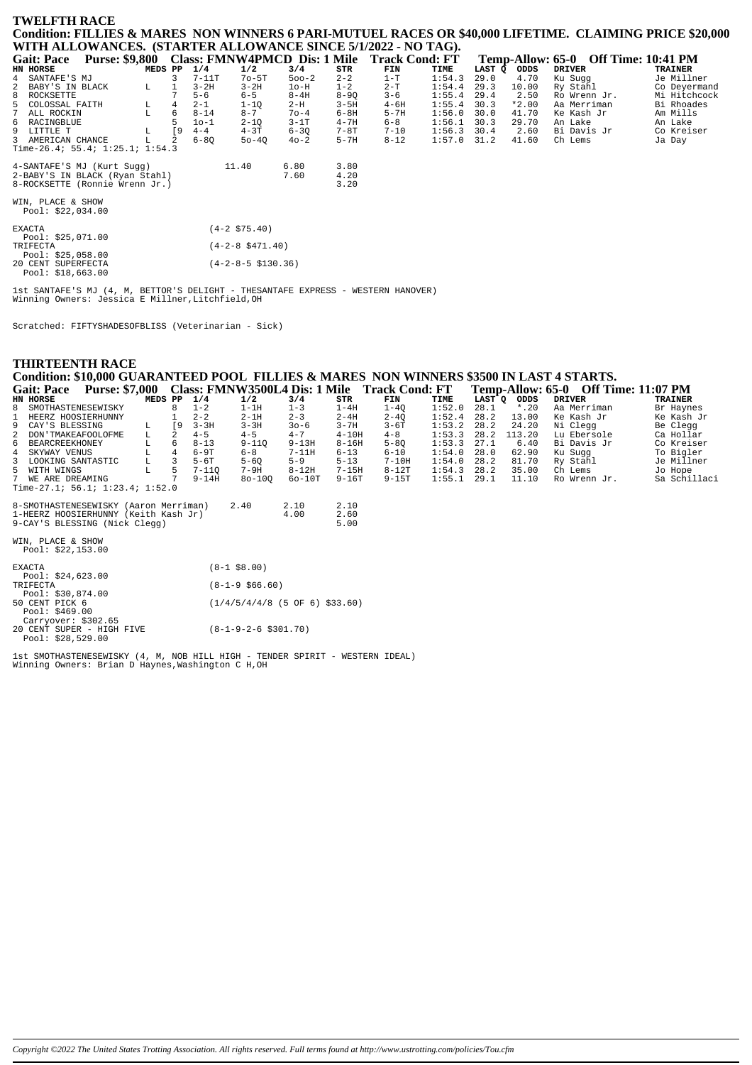## TWELFTH RACE

**Condition: FILLIES & MARES NON WINNERS 6 PARI-MUTUEL RACES OR $40,000 LIFETIME. CLAIMING PRICE $20,000 WITH ALLOWANCES. (STARTER ALLOWANCE SINCE 5/1/2022 - NO TAG).**

**Gait: Pace Purse: $9,800 Class: FMNW4PMCD Dis: 1 Mile Track Cond: FT Temp-Allow: 65-0 Off Time: 10:41 PM**

| HN | HORSE | MEDS | PP | 1/4 | 1/2 | 3/4 | STR | FIN | TIME | LAST Q | ODDS | DRIVER | TRAINER |
|---|---|---|---|---|---|---|---|---|---|---|---|---|---|
| 4 | SANTAFE'S MJ | | 3 | 7-11T | 7o-5T | 5oo-2 | 2-2 | 1-T | 1:54.3 | 29.0 | 4.70 | Ku Sugg | Je Millner |
| 2 | BABY'S IN BLACK | L | 1 | 3-2H | 3-2H | 1o-H | 1-2 | 2-T | 1:54.4 | 29.3 | 10.00 | Ry Stahl | Co Deyermand |
| 8 | ROCKSETTE | | 7 | 5-6 | 6-5 | 8-4H | 8-9Q | 3-6 | 1:55.4 | 29.4 | 2.50 | Ro Wrenn Jr. | Mi Hitchcock |
| 5 | COLOSSAL FAITH | L | 4 | 2-1 | 1-1Q | 2-H | 3-5H | 4-6H | 1:55.4 | 30.3 | *2.00 | Aa Merriman | Bi Rhoades |
| 7 | ALL ROCKIN | L | 6 | 8-14 | 8-7 | 7o-4 | 6-8H | 5-7H | 1:56.0 | 30.0 | 41.70 | Ke Kash Jr | Am Mills |
| 6 | RACINGBLUE | | 5 | 1o-1 | 2-1Q | 3-1T | 4-7H | 6-8 | 1:56.1 | 30.3 | 29.70 | An Lake | An Lake |
| 9 | LITTLE T | L | [9 | 4-4 | 4-3T | 6-3Q | 7-8T | 7-10 | 1:56.3 | 30.4 | 2.60 | Bi Davis Jr | Co Kreiser |
| 3 | AMERICAN CHANCE | L | 2 | 6-8Q | 5o-4Q | 4o-2 | 5-7H | 8-12 | 1:57.0 | 31.2 | 41.60 | Ch Lems | Ja Day |

Time-26.4; 55.4; 1:25.1; 1:54.3

| | Win | Place | Show |
|---|---|---|---|
| 4-SANTAFE'S MJ (Kurt Sugg) | 11.40 | 6.80 | 3.80 |
| 2-BABY'S IN BLACK (Ryan Stahl) | | 7.60 | 4.20 |
| 8-ROCKSETTE (Ronnie Wrenn Jr.) | | | 3.20 |

WIN, PLACE & SHOW
Pool: $22,034.00

EXACTA (4-2 $75.40)
Pool: $25,071.00
TRIFECTA (4-2-8 $471.40)
Pool: $25,058.00
20 CENT SUPERFECTA (4-2-8-5 $130.36)
Pool: $18,663.00

1st SANTAFE'S MJ (4, M, BETTOR'S DELIGHT - THESANTAFE EXPRESS - WESTERN HANOVER)
Winning Owners: Jessica E Millner,Litchfield,OH

Scratched: FIFTYSHADESOFBLISS (Veterinarian - Sick)

## THIRTEENTH RACE

**Condition: $10,000 GUARANTEED POOL FILLIES & MARES NON WINNERS $3500 IN LAST 4 STARTS.**

**Gait: Pace Purse: $7,000 Class: FMNW3500L4 Dis: 1 Mile Track Cond: FT Temp-Allow: 65-0 Off Time: 11:07 PM**

| HN | HORSE | MEDS | PP | 1/4 | 1/2 | 3/4 | STR | FIN | TIME | LAST Q | ODDS | DRIVER | TRAINER |
|---|---|---|---|---|---|---|---|---|---|---|---|---|---|
| 8 | SMOTHASTENESEWISKY | | 8 | 1-2 | 1-1H | 1-3 | 1-4H | 1-4Q | 1:52.0 | 28.1 | *.20 | Aa Merriman | Br Haynes |
| 1 | HEERZ HOOSIERHUNNY | | 1 | 2-2 | 2-1H | 2-3 | 2-4H | 2-4Q | 1:52.4 | 28.2 | 13.00 | Ke Kash Jr | Ke Kash Jr |
| 9 | CAY'S BLESSING | L | [9 | 3-3H | 3-3H | 3o-6 | 3-7H | 3-6T | 1:53.2 | 28.2 | 24.20 | Ni Clegg | Be Clegg |
| 2 | DON'TMAKEAFOOLOFME | L | 2 | 4-5 | 4-5 | 4-7 | 4-10H | 4-8 | 1:53.3 | 28.2 | 113.20 | Lu Ebersole | Ca Hollar |
| 6 | BEARCREEKHONEY | L | 6 | 8-13 | 9-11Q | 9-13H | 8-16H | 5-8Q | 1:53.3 | 27.1 | 6.40 | Bi Davis Jr | Co Kreiser |
| 4 | SKYWAY VENUS | L | 4 | 6-9T | 6-8 | 7-11H | 6-13 | 6-10 | 1:54.0 | 28.0 | 62.90 | Ku Sugg | To Bigler |
| 3 | LOOKING SANTASTIC | L | 3 | 5-6T | 5-6Q | 5-9 | 5-13 | 7-10H | 1:54.0 | 28.2 | 81.70 | Ry Stahl | Je Millner |
| 5 | WITH WINGS | L | 5 | 7-11Q | 7-9H | 8-12H | 7-15H | 8-12T | 1:54.3 | 28.2 | 35.00 | Ch Lems | Jo Hope |
| 7 | WE ARE DREAMING | | 7 | 9-14H | 8o-10Q | 6o-10T | 9-16T | 9-15T | 1:55.1 | 29.1 | 11.10 | Ro Wrenn Jr. | Sa Schillaci |

Time-27.1; 56.1; 1:23.4; 1:52.0

| | Win | Place | Show |
|---|---|---|---|
| 8-SMOTHASTENESEWISKY (Aaron Merriman) | 2.40 | 2.10 | 2.10 |
| 1-HEERZ HOOSIERHUNNY (Keith Kash Jr) | | 4.00 | 2.60 |
| 9-CAY'S BLESSING (Nick Clegg) | | | 5.00 |

WIN, PLACE & SHOW
Pool: $22,153.00

EXACTA (8-1 $8.00)
Pool: $24,623.00
TRIFECTA (8-1-9 $66.60)
Pool: $30,874.00
50 CENT PICK 6 (1/4/5/4/4/8 (5 OF 6) $33.60)
Pool: $469.00
Carryover: $302.65
20 CENT SUPER - HIGH FIVE (8-1-9-2-6 $301.70)
Pool: $28,529.00

1st SMOTHASTENESEWISKY (4, M, NOB HILL HIGH - TENDER SPIRIT - WESTERN IDEAL)
Winning Owners: Brian D Haynes,Washington C H,OH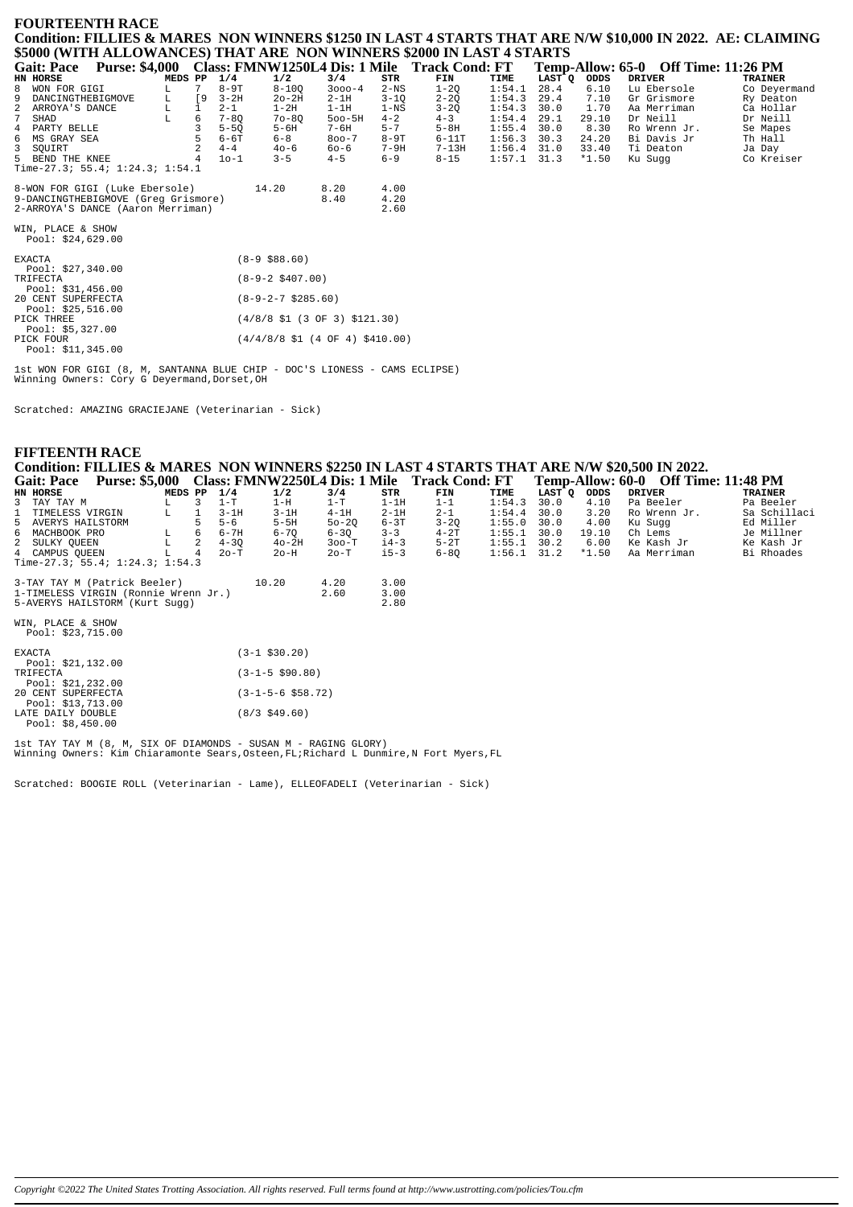## FOURTEENTH RACE

**Condition: FILLIES & MARES NON WINNERS $1250 IN LAST 4 STARTS THAT ARE N/W $10,000 IN 2022. AE: CLAIMING $5000 (WITH ALLOWANCES) THAT ARE NON WINNERS $2000 IN LAST 4 STARTS**

**Gait: Pace Purse: $4,000 Class: FMNW1250L4 Dis: 1 Mile Track Cond: FT Temp-Allow: 65-0 Off Time: 11:26 PM**

| HN | HORSE | MEDS | PP | 1/4 | 1/2 | 3/4 | STR | FIN | TIME | LAST Q | ODDS | DRIVER | TRAINER |
|---|---|---|---|---|---|---|---|---|---|---|---|---|---|
| 8 | WON FOR GIGI | L | 7 | 8-9T | 8-10Q | 3ooo-4 | 2-NS | 1-2Q | 1:54.1 | 28.4 | 6.10 | Lu Ebersole | Co Deyermand |
| 9 | DANCINGTHEBIGMOVE | L | [9 | 3-2H | 2o-2H | 2-1H | 3-1Q | 2-2Q | 1:54.3 | 29.4 | 7.10 | Gr Grismore | Ry Deaton |
| 2 | ARROYA'S DANCE | L | 1 | 2-1 | 1-2H | 1-1H | 1-NS | 3-2Q | 1:54.3 | 30.0 | 1.70 | Aa Merriman | Ca Hollar |
| 7 | SHAD | L | 6 | 7-8Q | 7o-8Q | 5oo-5H | 4-2 | 4-3 | 1:54.4 | 29.1 | 29.10 | Dr Neill | Dr Neill |
| 4 | PARTY BELLE | | 3 | 5-5Q | 5-6H | 7-6H | 5-7 | 5-8H | 1:55.4 | 30.0 | 8.30 | Ro Wrenn Jr. | Se Mapes |
| 6 | MS GRAY SEA | | 5 | 6-6T | 6-8 | 8oo-7 | 8-9T | 6-11T | 1:56.3 | 30.3 | 24.20 | Bi Davis Jr | Th Hall |
| 3 | SQUIRT | | 2 | 4-4 | 4o-6 | 6o-6 | 7-9H | 7-13H | 1:56.4 | 31.0 | 33.40 | Ti Deaton | Ja Day |
| 5 | BEND THE KNEE | | 4 | 1o-1 | 3-5 | 4-5 | 6-9 | 8-15 | 1:57.1 | 31.3 | *1.50 | Ku Sugg | Co Kreiser |

Time-27.3; 55.4; 1:24.3; 1:54.1

| | | | |
|---|---|---|---|
| 8-WON FOR GIGI (Luke Ebersole) | 14.20 | 8.20 | 4.00 |
| 9-DANCINGTHEBIGMOVE (Greg Grismore) | | 8.40 | 4.20 |
| 2-ARROYA'S DANCE (Aaron Merriman) | | | 2.60 |

WIN, PLACE & SHOW
Pool: $24,629.00

| | |
|---|---|
| EXACTA Pool: $27,340.00 | (8-9 $88.60) |
| TRIFECTA Pool: $31,456.00 | (8-9-2 $407.00) |
| 20 CENT SUPERFECTA Pool: $25,516.00 | (8-9-2-7 $285.60) |
| PICK THREE Pool: $5,327.00 | (4/8/8 $1 (3 OF 3) $121.30) |
| PICK FOUR Pool: $11,345.00 | (4/4/8/8 $1 (4 OF 4) $410.00) |

1st WON FOR GIGI (8, M, SANTANNA BLUE CHIP - DOC'S LIONESS - CAMS ECLIPSE)
Winning Owners: Cory G Deyermand,Dorset,OH

Scratched: AMAZING GRACIEJANE (Veterinarian - Sick)

## FIFTEENTH RACE

**Condition: FILLIES & MARES NON WINNERS $2250 IN LAST 4 STARTS THAT ARE N/W $20,500 IN 2022.**

**Gait: Pace Purse: $5,000 Class: FMNW2250L4 Dis: 1 Mile Track Cond: FT Temp-Allow: 60-0 Off Time: 11:48 PM**

| HN | HORSE | MEDS | PP | 1/4 | 1/2 | 3/4 | STR | FIN | TIME | LAST Q | ODDS | DRIVER | TRAINER |
|---|---|---|---|---|---|---|---|---|---|---|---|---|---|
| 3 | TAY TAY M | L | 3 | 1-T | 1-H | 1-T | 1-1H | 1-1 | 1:54.3 | 30.0 | 4.10 | Pa Beeler | Pa Beeler |
| 1 | TIMELESS VIRGIN | L | 1 | 3-1H | 3-1H | 4-1H | 2-1H | 2-1 | 1:54.4 | 30.0 | 3.20 | Ro Wrenn Jr. | Sa Schillaci |
| 5 | AVERYS HAILSTORM | | 5 | 5-6 | 5-5H | 5o-2Q | 6-3T | 3-2Q | 1:55.0 | 30.0 | 4.00 | Ku Sugg | Ed Miller |
| 6 | MACHBOOK PRO | L | 6 | 6-7H | 6-7Q | 6-3Q | 3-3 | 4-2T | 1:55.1 | 30.0 | 19.10 | Ch Lems | Je Millner |
| 2 | SULKY QUEEN | L | 2 | 4-3Q | 4o-2H | 3oo-T | i4-3 | 5-2T | 1:55.1 | 30.2 | 6.00 | Ke Kash Jr | Ke Kash Jr |
| 4 | CAMPUS QUEEN | L | 4 | 2o-T | 2o-H | 2o-T | i5-3 | 6-8Q | 1:56.1 | 31.2 | *1.50 | Aa Merriman | Bi Rhoades |

Time-27.3; 55.4; 1:24.3; 1:54.3

| | | | |
|---|---|---|---|
| 3-TAY TAY M (Patrick Beeler) | 10.20 | 4.20 | 3.00 |
| 1-TIMELESS VIRGIN (Ronnie Wrenn Jr.) | | 2.60 | 3.00 |
| 5-AVERYS HAILSTORM (Kurt Sugg) | | | 2.80 |

WIN, PLACE & SHOW
Pool: $23,715.00

| | |
|---|---|
| EXACTA Pool: $21,132.00 | (3-1 $30.20) |
| TRIFECTA Pool: $21,232.00 | (3-1-5 $90.80) |
| 20 CENT SUPERFECTA Pool: $13,713.00 | (3-1-5-6 $58.72) |
| LATE DAILY DOUBLE Pool: $8,450.00 | (8/3 $49.60) |

1st TAY TAY M (8, M, SIX OF DIAMONDS - SUSAN M - RAGING GLORY)
Winning Owners: Kim Chiaramonte Sears,Osteen,FL;Richard L Dunmire,N Fort Myers,FL

Scratched: BOOGIE ROLL (Veterinarian - Lame), ELLEOFADELI (Veterinarian - Sick)

Copyright ©2022 The United States Trotting Association. All rights reserved. Full terms found at http://www.ustrotting.com/policies/Tou.cfm